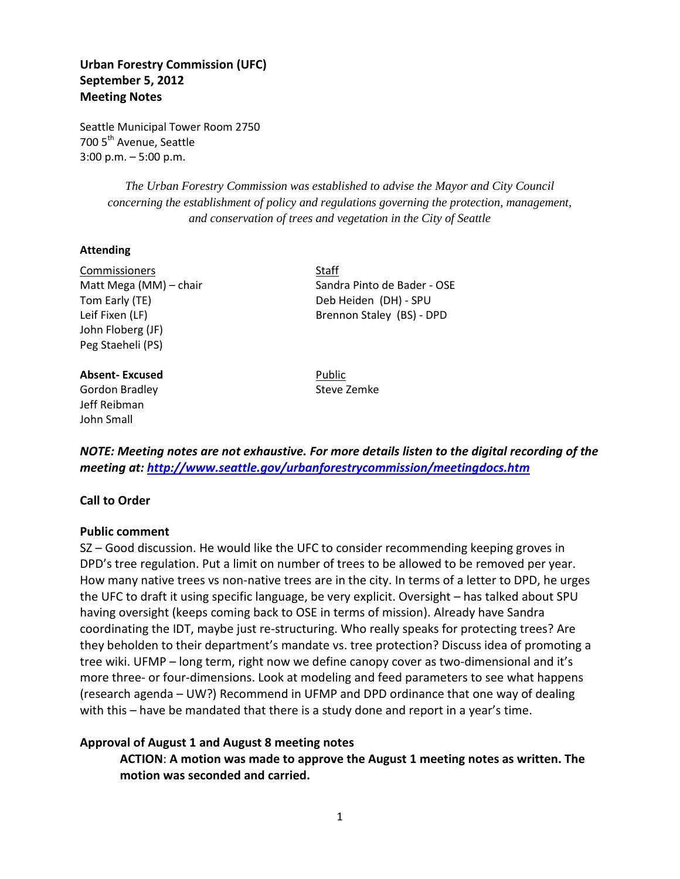**Urban Forestry Commission (UFC)**
**September 5, 2012**
**Meeting Notes**

Seattle Municipal Tower Room 2750
700 5th Avenue, Seattle
3:00 p.m. – 5:00 p.m.

*The Urban Forestry Commission was established to advise the Mayor and City Council concerning the establishment of policy and regulations governing the protection, management, and conservation of trees and vegetation in the City of Seattle*

**Attending**

Commissioners
Matt Mega (MM) – chair
Tom Early (TE)
Leif Fixen (LF)
John Floberg (JF)
Peg Staeheli (PS)

Staff
Sandra Pinto de Bader - OSE
Deb Heiden (DH) - SPU
Brennon Staley (BS) - DPD

**Absent- Excused**
Gordon Bradley
Jeff Reibman
John Small

Public
Steve Zemke

***NOTE: Meeting notes are not exhaustive. For more details listen to the digital recording of the meeting at: http://www.seattle.gov/urbanforestrycommission/meetingdocs.htm***

**Call to Order**

**Public comment**

SZ – Good discussion. He would like the UFC to consider recommending keeping groves in DPD's tree regulation. Put a limit on number of trees to be allowed to be removed per year. How many native trees vs non-native trees are in the city. In terms of a letter to DPD, he urges the UFC to draft it using specific language, be very explicit. Oversight – has talked about SPU having oversight (keeps coming back to OSE in terms of mission). Already have Sandra coordinating the IDT, maybe just re-structuring. Who really speaks for protecting trees? Are they beholden to their department's mandate vs. tree protection? Discuss idea of promoting a tree wiki. UFMP – long term, right now we define canopy cover as two-dimensional and it's more three- or four-dimensions. Look at modeling and feed parameters to see what happens (research agenda – UW?) Recommend in UFMP and DPD ordinance that one way of dealing with this – have be mandated that there is a study done and report in a year's time.

**Approval of August 1 and August 8 meeting notes**

> **ACTION**: **A motion was made to approve the August 1 meeting notes as written. The motion was seconded and carried.**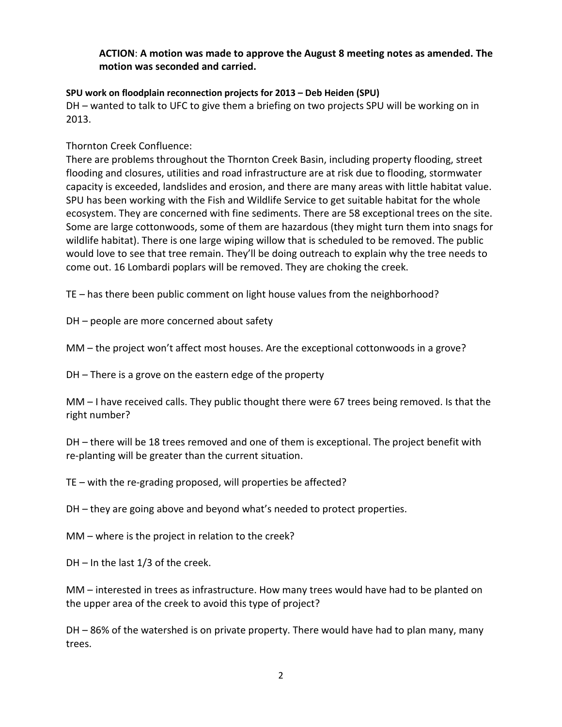**ACTION**: **A motion was made to approve the August 8 meeting notes as amended. The motion was seconded and carried.**

**SPU work on floodplain reconnection projects for 2013 – Deb Heiden (SPU)**

DH – wanted to talk to UFC to give them a briefing on two projects SPU will be working on in 2013.

Thornton Creek Confluence:

There are problems throughout the Thornton Creek Basin, including property flooding, street flooding and closures, utilities and road infrastructure are at risk due to flooding, stormwater capacity is exceeded, landslides and erosion, and there are many areas with little habitat value. SPU has been working with the Fish and Wildlife Service to get suitable habitat for the whole ecosystem. They are concerned with fine sediments. There are 58 exceptional trees on the site. Some are large cottonwoods, some of them are hazardous (they might turn them into snags for wildlife habitat). There is one large wiping willow that is scheduled to be removed. The public would love to see that tree remain. They'll be doing outreach to explain why the tree needs to come out. 16 Lombardi poplars will be removed. They are choking the creek.

TE – has there been public comment on light house values from the neighborhood?

DH – people are more concerned about safety

MM – the project won't affect most houses. Are the exceptional cottonwoods in a grove?

DH – There is a grove on the eastern edge of the property

MM – I have received calls. They public thought there were 67 trees being removed. Is that the right number?

DH – there will be 18 trees removed and one of them is exceptional. The project benefit with re-planting will be greater than the current situation.

TE – with the re-grading proposed, will properties be affected?

DH – they are going above and beyond what's needed to protect properties.

MM – where is the project in relation to the creek?

DH – In the last 1/3 of the creek.

MM – interested in trees as infrastructure. How many trees would have had to be planted on the upper area of the creek to avoid this type of project?

DH – 86% of the watershed is on private property. There would have had to plan many, many trees.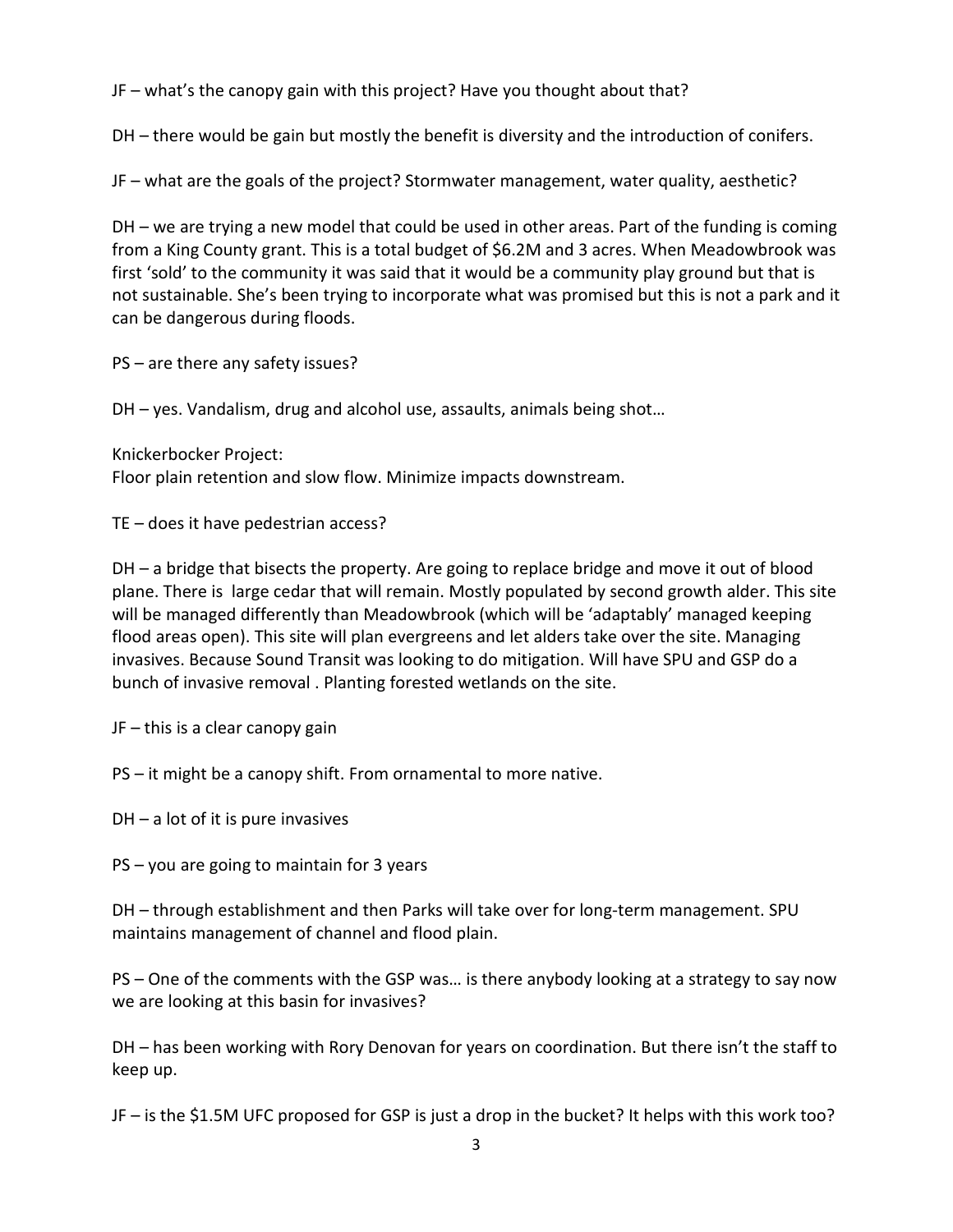JF – what's the canopy gain with this project? Have you thought about that?

DH – there would be gain but mostly the benefit is diversity and the introduction of conifers.

JF – what are the goals of the project? Stormwater management, water quality, aesthetic?

DH – we are trying a new model that could be used in other areas. Part of the funding is coming from a King County grant. This is a total budget of $6.2M and 3 acres. When Meadowbrook was first 'sold' to the community it was said that it would be a community play ground but that is not sustainable. She's been trying to incorporate what was promised but this is not a park and it can be dangerous during floods.

PS – are there any safety issues?

DH – yes. Vandalism, drug and alcohol use, assaults, animals being shot…

Knickerbocker Project:
Floor plain retention and slow flow. Minimize impacts downstream.

TE – does it have pedestrian access?

DH – a bridge that bisects the property. Are going to replace bridge and move it out of blood plane. There is large cedar that will remain. Mostly populated by second growth alder. This site will be managed differently than Meadowbrook (which will be 'adaptably' managed keeping flood areas open). This site will plan evergreens and let alders take over the site. Managing invasives. Because Sound Transit was looking to do mitigation. Will have SPU and GSP do a bunch of invasive removal . Planting forested wetlands on the site.

JF – this is a clear canopy gain

PS – it might be a canopy shift. From ornamental to more native.

DH – a lot of it is pure invasives

PS – you are going to maintain for 3 years

DH – through establishment and then Parks will take over for long-term management. SPU maintains management of channel and flood plain.

PS – One of the comments with the GSP was… is there anybody looking at a strategy to say now we are looking at this basin for invasives?

DH – has been working with Rory Denovan for years on coordination. But there isn't the staff to keep up.

JF – is the $1.5M UFC proposed for GSP is just a drop in the bucket? It helps with this work too?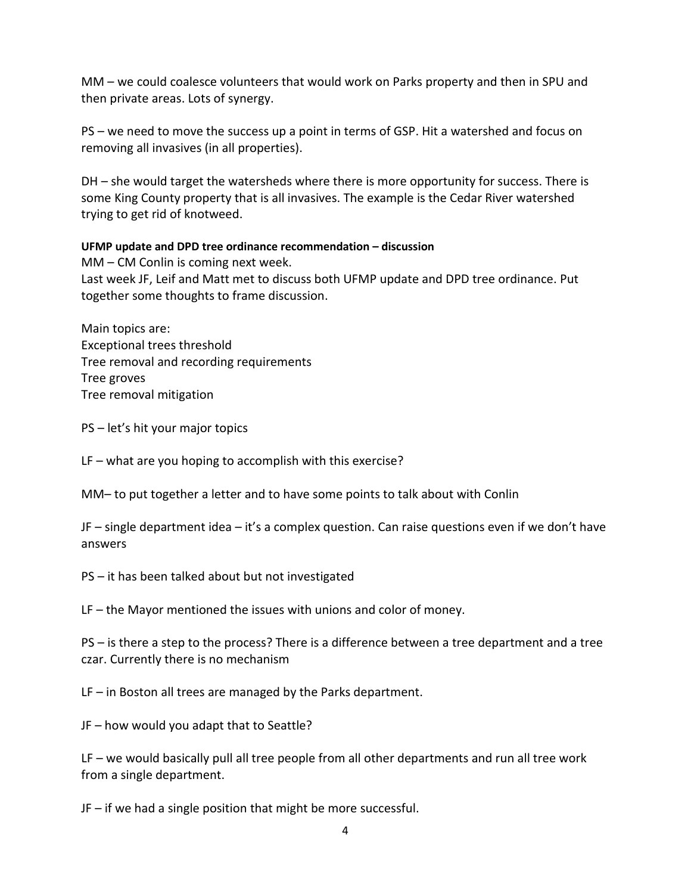MM – we could coalesce volunteers that would work on Parks property and then in SPU and then private areas. Lots of synergy.

PS – we need to move the success up a point in terms of GSP. Hit a watershed and focus on removing all invasives (in all properties).

DH – she would target the watersheds where there is more opportunity for success. There is some King County property that is all invasives. The example is the Cedar River watershed trying to get rid of knotweed.

**UFMP update and DPD tree ordinance recommendation – discussion**

MM – CM Conlin is coming next week.
Last week JF, Leif and Matt met to discuss both UFMP update and DPD tree ordinance. Put together some thoughts to frame discussion.

Main topics are:
Exceptional trees threshold
Tree removal and recording requirements
Tree groves
Tree removal mitigation

PS – let's hit your major topics

LF – what are you hoping to accomplish with this exercise?

MM– to put together a letter and to have some points to talk about with Conlin

JF – single department idea – it's a complex question. Can raise questions even if we don't have answers

PS – it has been talked about but not investigated

LF – the Mayor mentioned the issues with unions and color of money.

PS – is there a step to the process? There is a difference between a tree department and a tree czar. Currently there is no mechanism

LF – in Boston all trees are managed by the Parks department.

JF – how would you adapt that to Seattle?

LF – we would basically pull all tree people from all other departments and run all tree work from a single department.

JF – if we had a single position that might be more successful.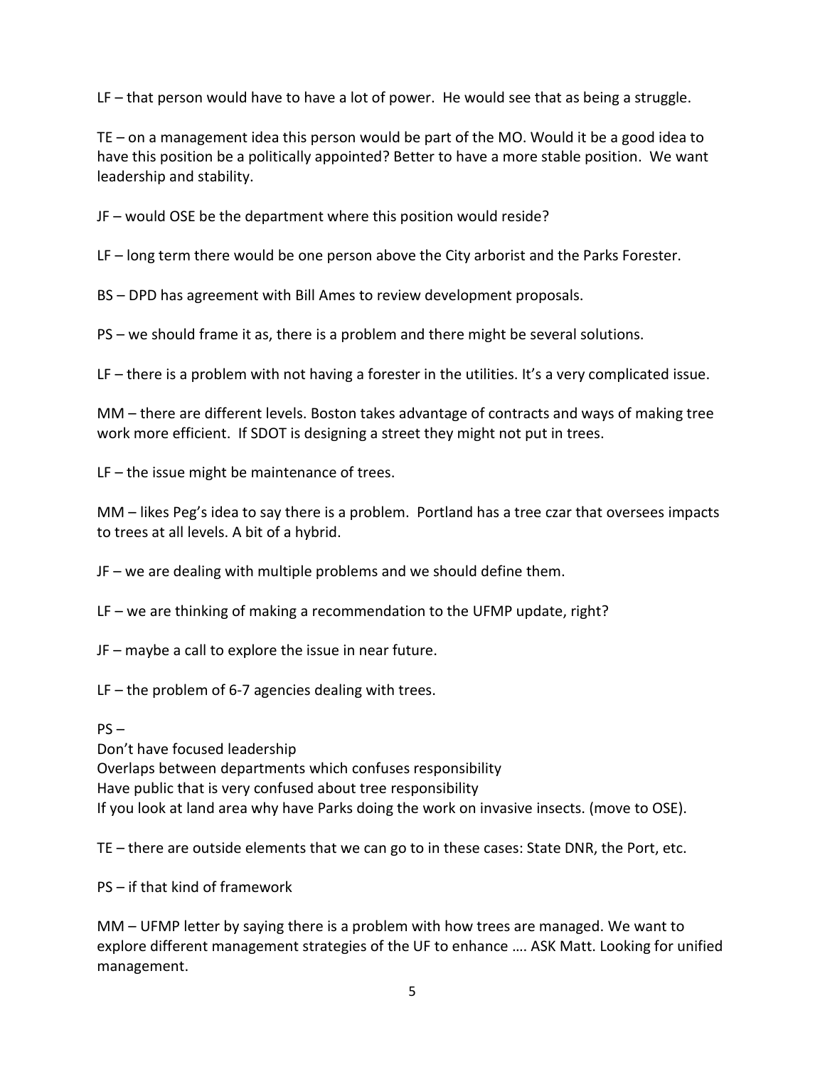LF – that person would have to have a lot of power. He would see that as being a struggle.

TE – on a management idea this person would be part of the MO. Would it be a good idea to have this position be a politically appointed? Better to have a more stable position. We want leadership and stability.

JF – would OSE be the department where this position would reside?

LF – long term there would be one person above the City arborist and the Parks Forester.

BS – DPD has agreement with Bill Ames to review development proposals.

PS – we should frame it as, there is a problem and there might be several solutions.

LF – there is a problem with not having a forester in the utilities. It's a very complicated issue.

MM – there are different levels. Boston takes advantage of contracts and ways of making tree work more efficient. If SDOT is designing a street they might not put in trees.

LF – the issue might be maintenance of trees.

MM – likes Peg's idea to say there is a problem. Portland has a tree czar that oversees impacts to trees at all levels. A bit of a hybrid.

JF – we are dealing with multiple problems and we should define them.

LF – we are thinking of making a recommendation to the UFMP update, right?

JF – maybe a call to explore the issue in near future.

LF – the problem of 6-7 agencies dealing with trees.

PS –
Don't have focused leadership
Overlaps between departments which confuses responsibility
Have public that is very confused about tree responsibility
If you look at land area why have Parks doing the work on invasive insects. (move to OSE).

TE – there are outside elements that we can go to in these cases: State DNR, the Port, etc.

PS – if that kind of framework

MM – UFMP letter by saying there is a problem with how trees are managed. We want to explore different management strategies of the UF to enhance …. ASK Matt. Looking for unified management.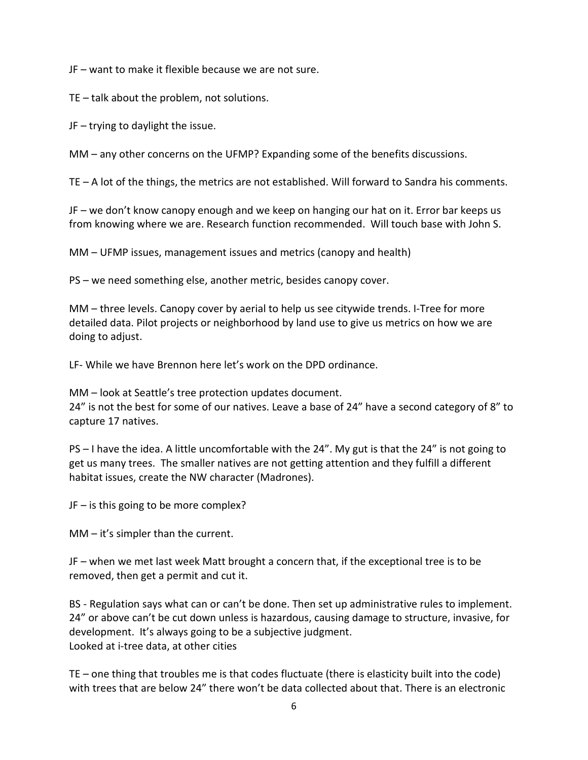JF – want to make it flexible because we are not sure.

TE – talk about the problem, not solutions.

JF – trying to daylight the issue.

MM – any other concerns on the UFMP? Expanding some of the benefits discussions.

TE – A lot of the things, the metrics are not established. Will forward to Sandra his comments.

JF – we don't know canopy enough and we keep on hanging our hat on it. Error bar keeps us from knowing where we are. Research function recommended. Will touch base with John S.

MM – UFMP issues, management issues and metrics (canopy and health)

PS – we need something else, another metric, besides canopy cover.

MM – three levels. Canopy cover by aerial to help us see citywide trends. I-Tree for more detailed data. Pilot projects or neighborhood by land use to give us metrics on how we are doing to adjust.

LF- While we have Brennon here let's work on the DPD ordinance.

MM – look at Seattle's tree protection updates document.
24" is not the best for some of our natives. Leave a base of 24" have a second category of 8" to capture 17 natives.

PS – I have the idea. A little uncomfortable with the 24". My gut is that the 24" is not going to get us many trees. The smaller natives are not getting attention and they fulfill a different habitat issues, create the NW character (Madrones).

JF – is this going to be more complex?

MM – it's simpler than the current.

JF – when we met last week Matt brought a concern that, if the exceptional tree is to be removed, then get a permit and cut it.

BS - Regulation says what can or can't be done. Then set up administrative rules to implement. 24" or above can't be cut down unless is hazardous, causing damage to structure, invasive, for development. It's always going to be a subjective judgment.
Looked at i-tree data, at other cities

TE – one thing that troubles me is that codes fluctuate (there is elasticity built into the code) with trees that are below 24" there won't be data collected about that. There is an electronic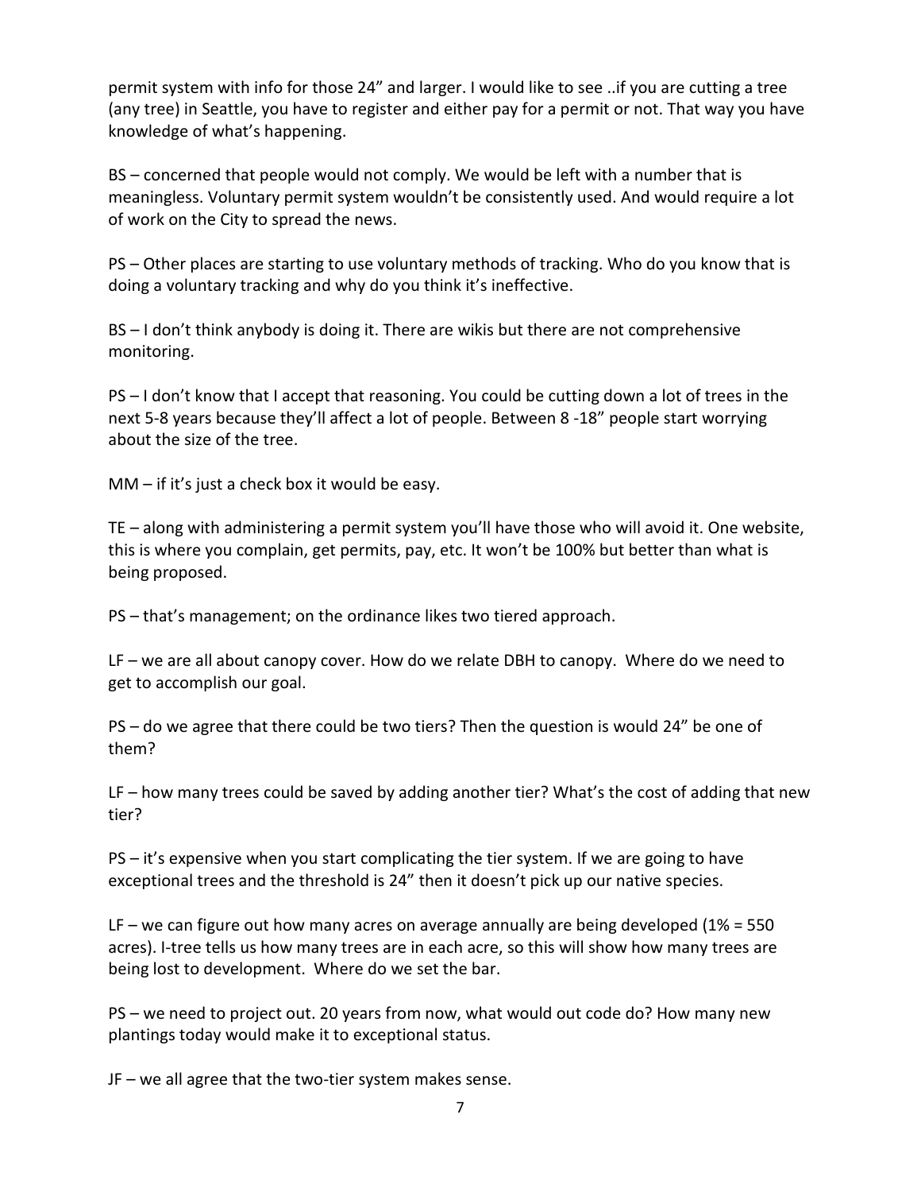permit system with info for those 24" and larger. I would like to see ..if you are cutting a tree (any tree) in Seattle, you have to register and either pay for a permit or not. That way you have knowledge of what's happening.

BS – concerned that people would not comply. We would be left with a number that is meaningless. Voluntary permit system wouldn't be consistently used. And would require a lot of work on the City to spread the news.

PS – Other places are starting to use voluntary methods of tracking. Who do you know that is doing a voluntary tracking and why do you think it's ineffective.

BS – I don't think anybody is doing it. There are wikis but there are not comprehensive monitoring.

PS – I don't know that I accept that reasoning. You could be cutting down a lot of trees in the next 5-8 years because they'll affect a lot of people. Between 8 -18" people start worrying about the size of the tree.

MM – if it's just a check box it would be easy.

TE – along with administering a permit system you'll have those who will avoid it. One website, this is where you complain, get permits, pay, etc. It won't be 100% but better than what is being proposed.

PS – that's management; on the ordinance likes two tiered approach.

LF – we are all about canopy cover. How do we relate DBH to canopy. Where do we need to get to accomplish our goal.

PS – do we agree that there could be two tiers? Then the question is would 24" be one of them?

LF – how many trees could be saved by adding another tier? What's the cost of adding that new tier?

PS – it's expensive when you start complicating the tier system. If we are going to have exceptional trees and the threshold is 24" then it doesn't pick up our native species.

LF – we can figure out how many acres on average annually are being developed (1% = 550 acres). I-tree tells us how many trees are in each acre, so this will show how many trees are being lost to development. Where do we set the bar.

PS – we need to project out. 20 years from now, what would out code do? How many new plantings today would make it to exceptional status.

JF – we all agree that the two-tier system makes sense.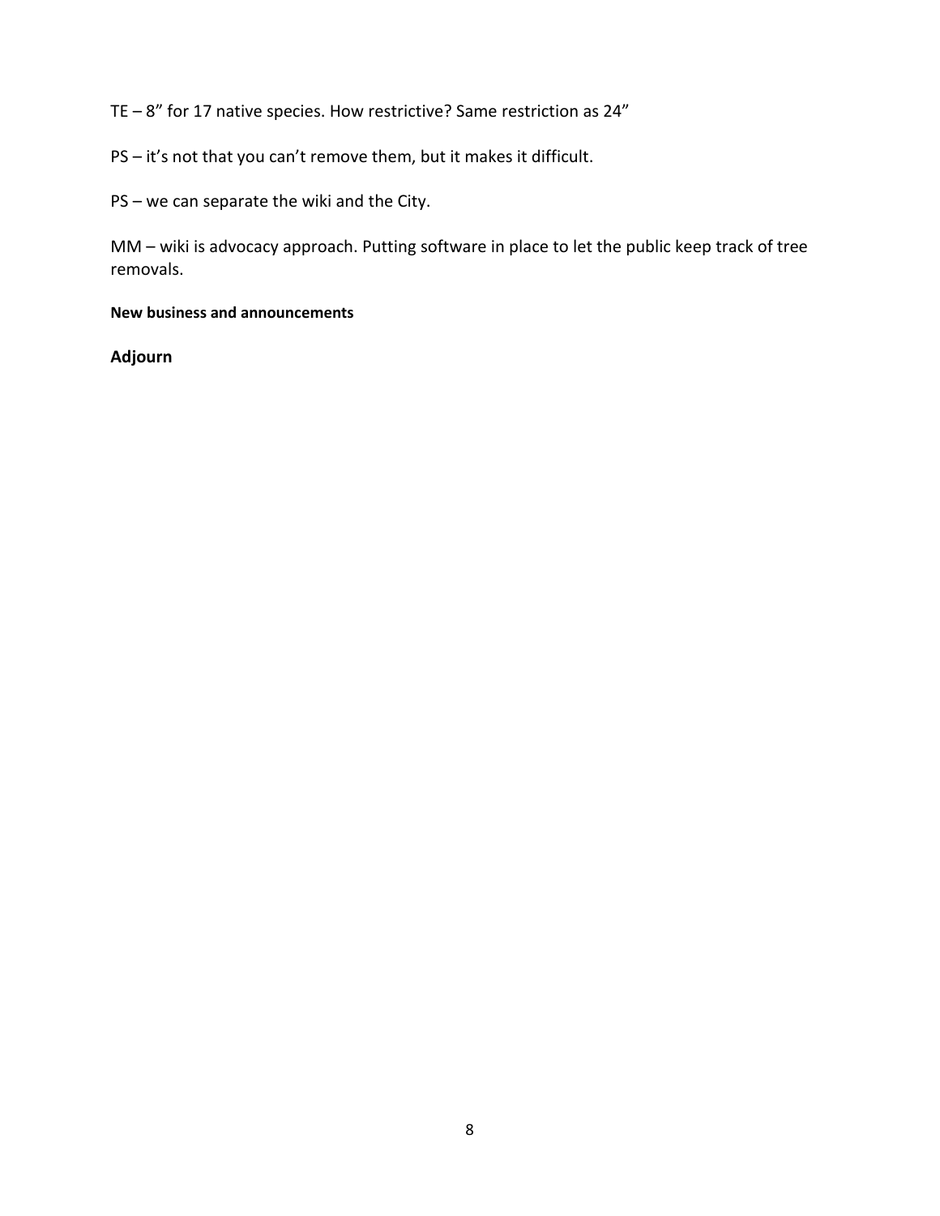TE – 8" for 17 native species. How restrictive? Same restriction as 24"

PS – it's not that you can't remove them, but it makes it difficult.

PS – we can separate the wiki and the City.

MM – wiki is advocacy approach. Putting software in place to let the public keep track of tree removals.

**New business and announcements**

## Adjourn